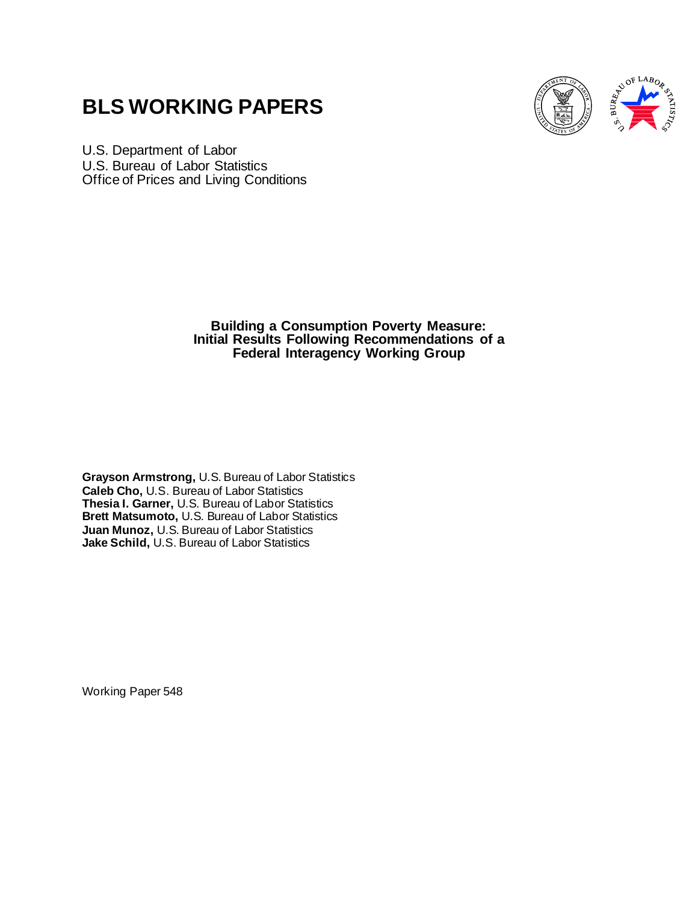# BLS WORKING PAPERS

U.S. Department of Labor
U.S. Bureau of Labor Statistics
Office of Prices and Living Conditions

## Building a Consumption Poverty Measure: Initial Results Following Recommendations of a Federal Interagency Working Group

**Grayson Armstrong,** U.S. Bureau of Labor Statistics
**Caleb Cho,** U.S. Bureau of Labor Statistics
**Thesia I. Garner,** U.S. Bureau of Labor Statistics
**Brett Matsumoto,** U.S. Bureau of Labor Statistics
**Juan Munoz,** U.S. Bureau of Labor Statistics
**Jake Schild,** U.S. Bureau of Labor Statistics

Working Paper 548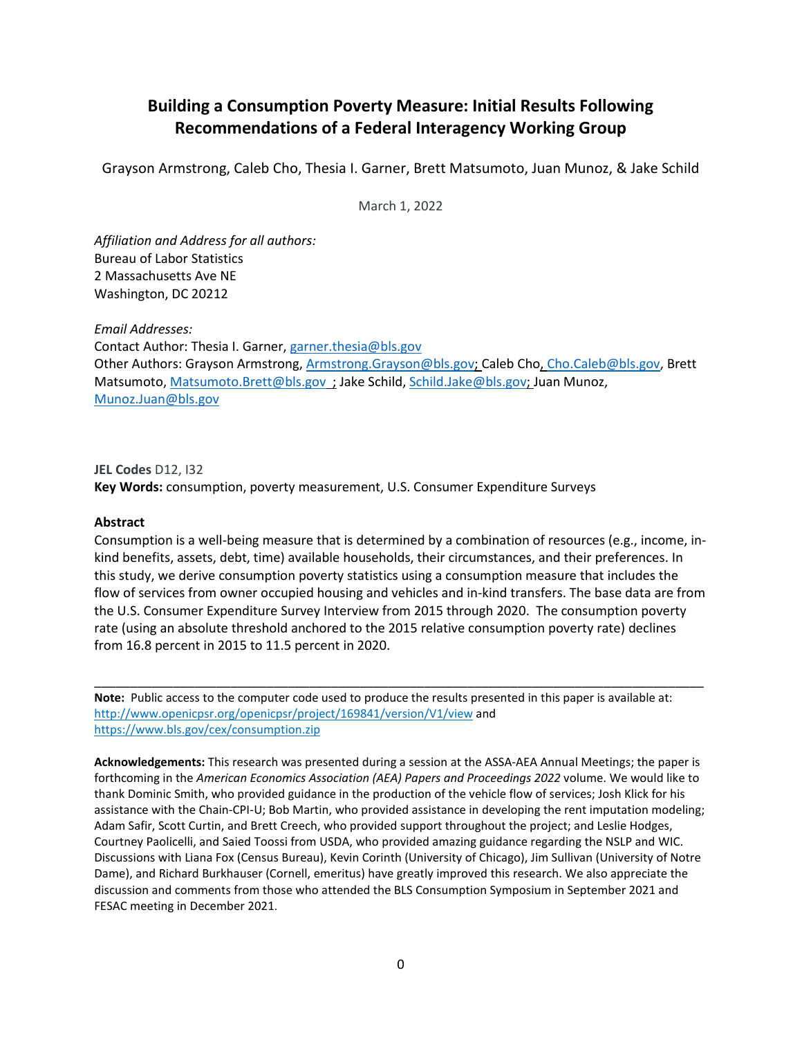# Building a Consumption Poverty Measure: Initial Results Following Recommendations of a Federal Interagency Working Group

Grayson Armstrong, Caleb Cho, Thesia I. Garner, Brett Matsumoto, Juan Munoz, & Jake Schild

March 1, 2022

*Affiliation and Address for all authors:*
Bureau of Labor Statistics
2 Massachusetts Ave NE
Washington, DC 20212

*Email Addresses:*
Contact Author: Thesia I. Garner, garner.thesia@bls.gov
Other Authors: Grayson Armstrong, Armstrong.Grayson@bls.gov; Caleb Cho, Cho.Caleb@bls.gov, Brett Matsumoto, Matsumoto.Brett@bls.gov ; Jake Schild, Schild.Jake@bls.gov; Juan Munoz, Munoz.Juan@bls.gov

**JEL Codes** D12, I32
**Key Words:** consumption, poverty measurement, U.S. Consumer Expenditure Surveys

**Abstract**
Consumption is a well-being measure that is determined by a combination of resources (e.g., income, in-kind benefits, assets, debt, time) available households, their circumstances, and their preferences. In this study, we derive consumption poverty statistics using a consumption measure that includes the flow of services from owner occupied housing and vehicles and in-kind transfers. The base data are from the U.S. Consumer Expenditure Survey Interview from 2015 through 2020. The consumption poverty rate (using an absolute threshold anchored to the 2015 relative consumption poverty rate) declines from 16.8 percent in 2015 to 11.5 percent in 2020.

---

**Note:** Public access to the computer code used to produce the results presented in this paper is available at: http://www.openicpsr.org/openicpsr/project/169841/version/V1/view and https://www.bls.gov/cex/consumption.zip

**Acknowledgements:** This research was presented during a session at the ASSA-AEA Annual Meetings; the paper is forthcoming in the *American Economics Association (AEA) Papers and Proceedings 2022* volume. We would like to thank Dominic Smith, who provided guidance in the production of the vehicle flow of services; Josh Klick for his assistance with the Chain-CPI-U; Bob Martin, who provided assistance in developing the rent imputation modeling; Adam Safir, Scott Curtin, and Brett Creech, who provided support throughout the project; and Leslie Hodges, Courtney Paolicelli, and Saied Toossi from USDA, who provided amazing guidance regarding the NSLP and WIC. Discussions with Liana Fox (Census Bureau), Kevin Corinth (University of Chicago), Jim Sullivan (University of Notre Dame), and Richard Burkhauser (Cornell, emeritus) have greatly improved this research. We also appreciate the discussion and comments from those who attended the BLS Consumption Symposium in September 2021 and FESAC meeting in December 2021.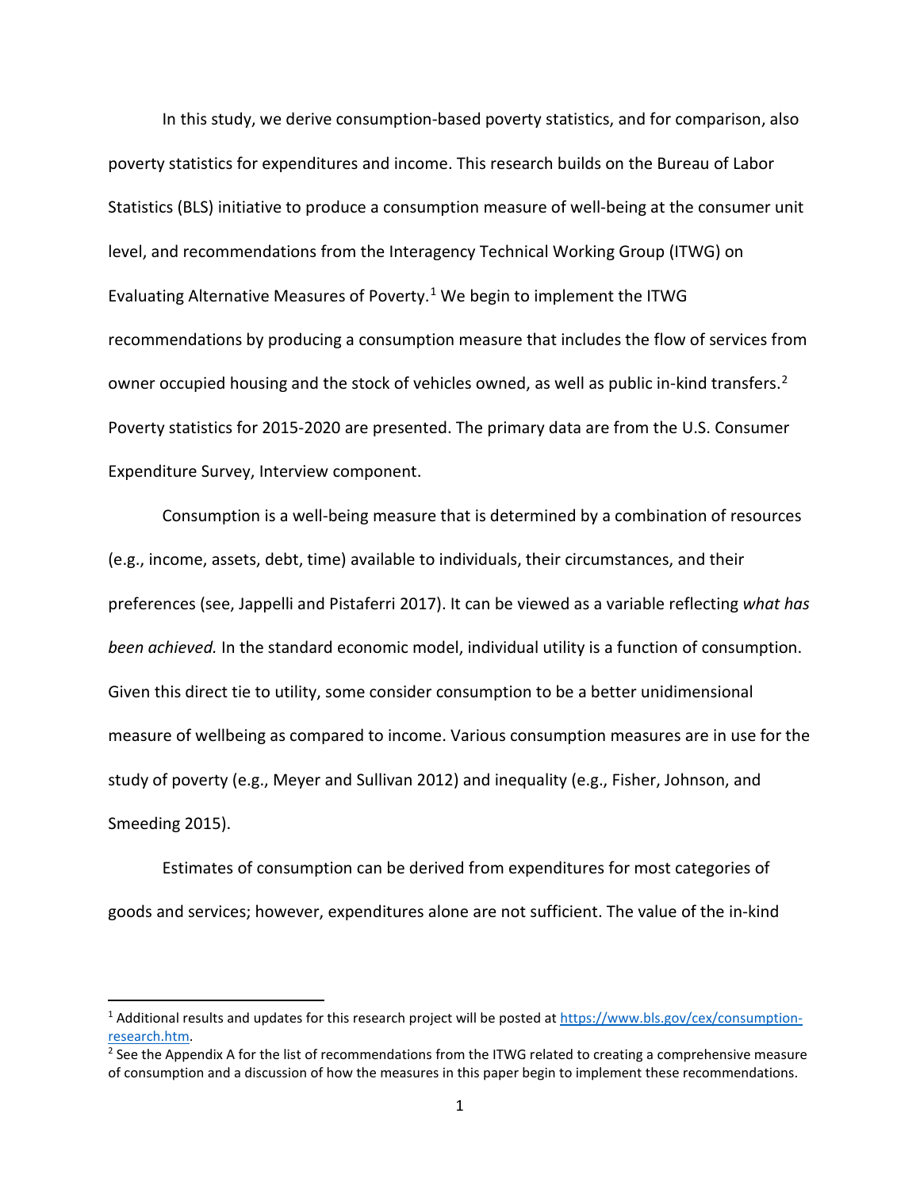In this study, we derive consumption-based poverty statistics, and for comparison, also poverty statistics for expenditures and income. This research builds on the Bureau of Labor Statistics (BLS) initiative to produce a consumption measure of well-being at the consumer unit level, and recommendations from the Interagency Technical Working Group (ITWG) on Evaluating Alternative Measures of Poverty.[1] We begin to implement the ITWG recommendations by producing a consumption measure that includes the flow of services from owner occupied housing and the stock of vehicles owned, as well as public in-kind transfers.[2] Poverty statistics for 2015-2020 are presented. The primary data are from the U.S. Consumer Expenditure Survey, Interview component.

Consumption is a well-being measure that is determined by a combination of resources (e.g., income, assets, debt, time) available to individuals, their circumstances, and their preferences (see, Jappelli and Pistaferri 2017). It can be viewed as a variable reflecting *what has been achieved.* In the standard economic model, individual utility is a function of consumption. Given this direct tie to utility, some consider consumption to be a better unidimensional measure of wellbeing as compared to income. Various consumption measures are in use for the study of poverty (e.g., Meyer and Sullivan 2012) and inequality (e.g., Fisher, Johnson, and Smeeding 2015).

Estimates of consumption can be derived from expenditures for most categories of goods and services; however, expenditures alone are not sufficient. The value of the in-kind

---

[1] Additional results and updates for this research project will be posted at [https://www.bls.gov/cex/consumption-research.htm](https://www.bls.gov/cex/consumption-research.htm).

[2] See the Appendix A for the list of recommendations from the ITWG related to creating a comprehensive measure of consumption and a discussion of how the measures in this paper begin to implement these recommendations.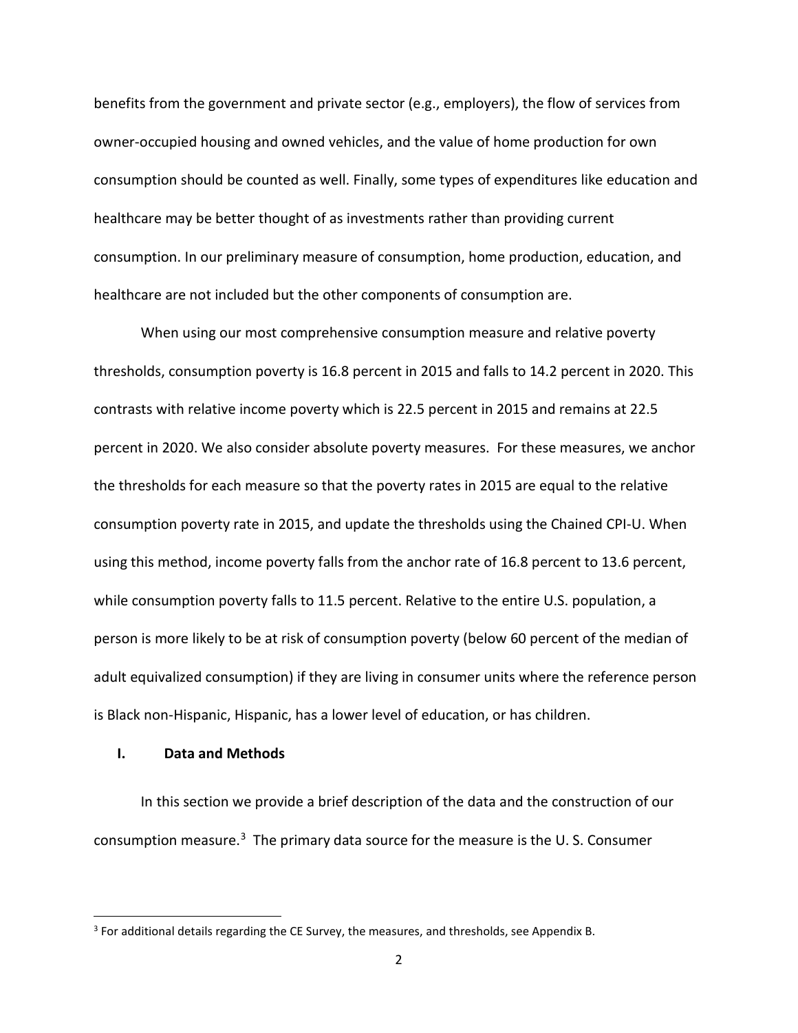benefits from the government and private sector (e.g., employers), the flow of services from owner-occupied housing and owned vehicles, and the value of home production for own consumption should be counted as well. Finally, some types of expenditures like education and healthcare may be better thought of as investments rather than providing current consumption. In our preliminary measure of consumption, home production, education, and healthcare are not included but the other components of consumption are.

When using our most comprehensive consumption measure and relative poverty thresholds, consumption poverty is 16.8 percent in 2015 and falls to 14.2 percent in 2020. This contrasts with relative income poverty which is 22.5 percent in 2015 and remains at 22.5 percent in 2020. We also consider absolute poverty measures. For these measures, we anchor the thresholds for each measure so that the poverty rates in 2015 are equal to the relative consumption poverty rate in 2015, and update the thresholds using the Chained CPI-U. When using this method, income poverty falls from the anchor rate of 16.8 percent to 13.6 percent, while consumption poverty falls to 11.5 percent. Relative to the entire U.S. population, a person is more likely to be at risk of consumption poverty (below 60 percent of the median of adult equivalized consumption) if they are living in consumer units where the reference person is Black non-Hispanic, Hispanic, has a lower level of education, or has children.

## I. Data and Methods

In this section we provide a brief description of the data and the construction of our consumption measure.[3] The primary data source for the measure is the U. S. Consumer

[3] For additional details regarding the CE Survey, the measures, and thresholds, see Appendix B.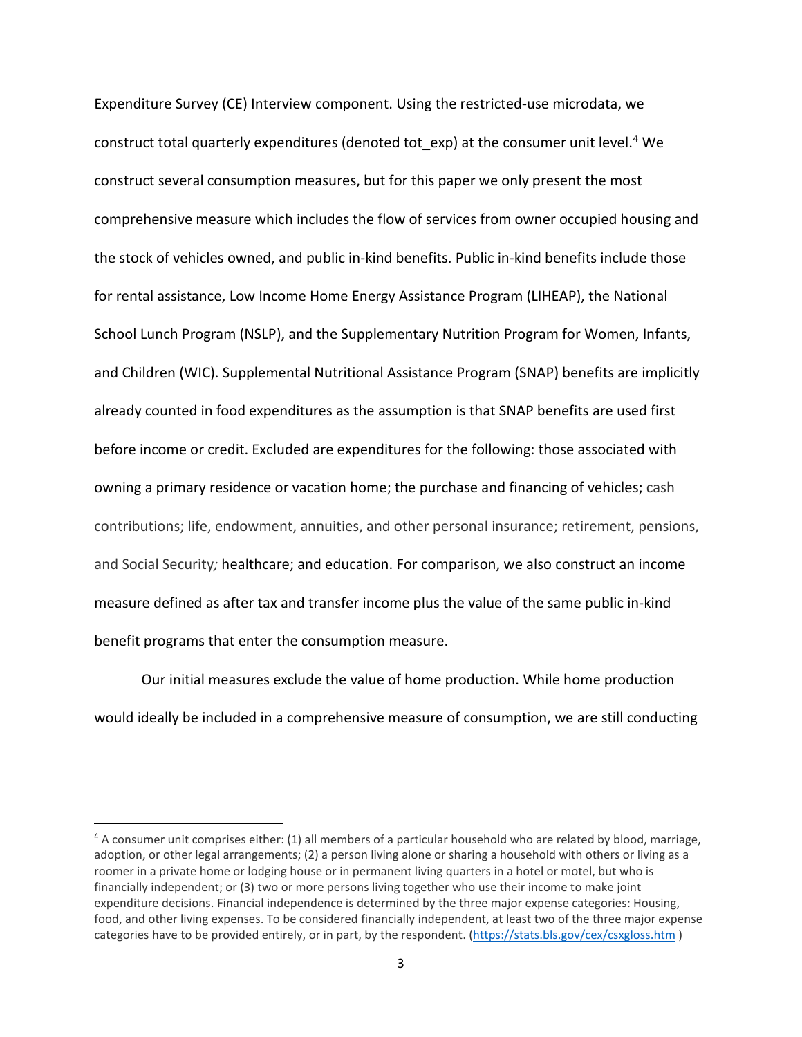Expenditure Survey (CE) Interview component. Using the restricted-use microdata, we construct total quarterly expenditures (denoted tot_exp) at the consumer unit level.[4] We construct several consumption measures, but for this paper we only present the most comprehensive measure which includes the flow of services from owner occupied housing and the stock of vehicles owned, and public in-kind benefits. Public in-kind benefits include those for rental assistance, Low Income Home Energy Assistance Program (LIHEAP), the National School Lunch Program (NSLP), and the Supplementary Nutrition Program for Women, Infants, and Children (WIC). Supplemental Nutritional Assistance Program (SNAP) benefits are implicitly already counted in food expenditures as the assumption is that SNAP benefits are used first before income or credit. Excluded are expenditures for the following: those associated with owning a primary residence or vacation home; the purchase and financing of vehicles; cash contributions; life, endowment, annuities, and other personal insurance; retirement, pensions, and Social Security; healthcare; and education. For comparison, we also construct an income measure defined as after tax and transfer income plus the value of the same public in-kind benefit programs that enter the consumption measure.

Our initial measures exclude the value of home production. While home production would ideally be included in a comprehensive measure of consumption, we are still conducting

[4] A consumer unit comprises either: (1) all members of a particular household who are related by blood, marriage, adoption, or other legal arrangements; (2) a person living alone or sharing a household with others or living as a roomer in a private home or lodging house or in permanent living quarters in a hotel or motel, but who is financially independent; or (3) two or more persons living together who use their income to make joint expenditure decisions. Financial independence is determined by the three major expense categories: Housing, food, and other living expenses. To be considered financially independent, at least two of the three major expense categories have to be provided entirely, or in part, by the respondent. (https://stats.bls.gov/cex/csxgloss.htm )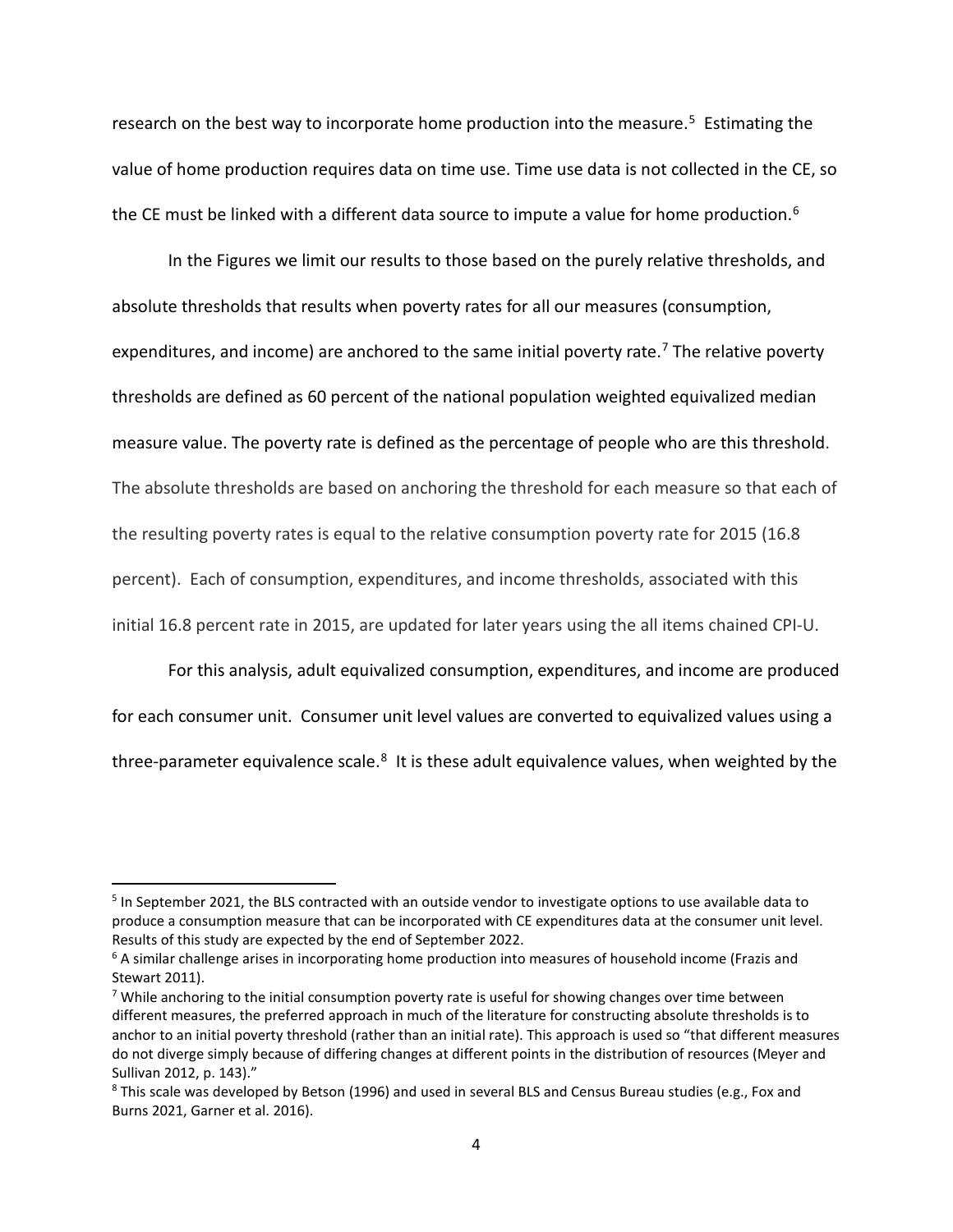research on the best way to incorporate home production into the measure.[5] Estimating the value of home production requires data on time use. Time use data is not collected in the CE, so the CE must be linked with a different data source to impute a value for home production.[6]

In the Figures we limit our results to those based on the purely relative thresholds, and absolute thresholds that results when poverty rates for all our measures (consumption, expenditures, and income) are anchored to the same initial poverty rate.[7] The relative poverty thresholds are defined as 60 percent of the national population weighted equivalized median measure value. The poverty rate is defined as the percentage of people who are this threshold. The absolute thresholds are based on anchoring the threshold for each measure so that each of the resulting poverty rates is equal to the relative consumption poverty rate for 2015 (16.8 percent). Each of consumption, expenditures, and income thresholds, associated with this initial 16.8 percent rate in 2015, are updated for later years using the all items chained CPI-U.

For this analysis, adult equivalized consumption, expenditures, and income are produced for each consumer unit. Consumer unit level values are converted to equivalized values using a three-parameter equivalence scale.[8] It is these adult equivalence values, when weighted by the

---

[5] In September 2021, the BLS contracted with an outside vendor to investigate options to use available data to produce a consumption measure that can be incorporated with CE expenditures data at the consumer unit level. Results of this study are expected by the end of September 2022.

[6] A similar challenge arises in incorporating home production into measures of household income (Frazis and Stewart 2011).

[7] While anchoring to the initial consumption poverty rate is useful for showing changes over time between different measures, the preferred approach in much of the literature for constructing absolute thresholds is to anchor to an initial poverty threshold (rather than an initial rate). This approach is used so "that different measures do not diverge simply because of differing changes at different points in the distribution of resources (Meyer and Sullivan 2012, p. 143)."

[8] This scale was developed by Betson (1996) and used in several BLS and Census Bureau studies (e.g., Fox and Burns 2021, Garner et al. 2016).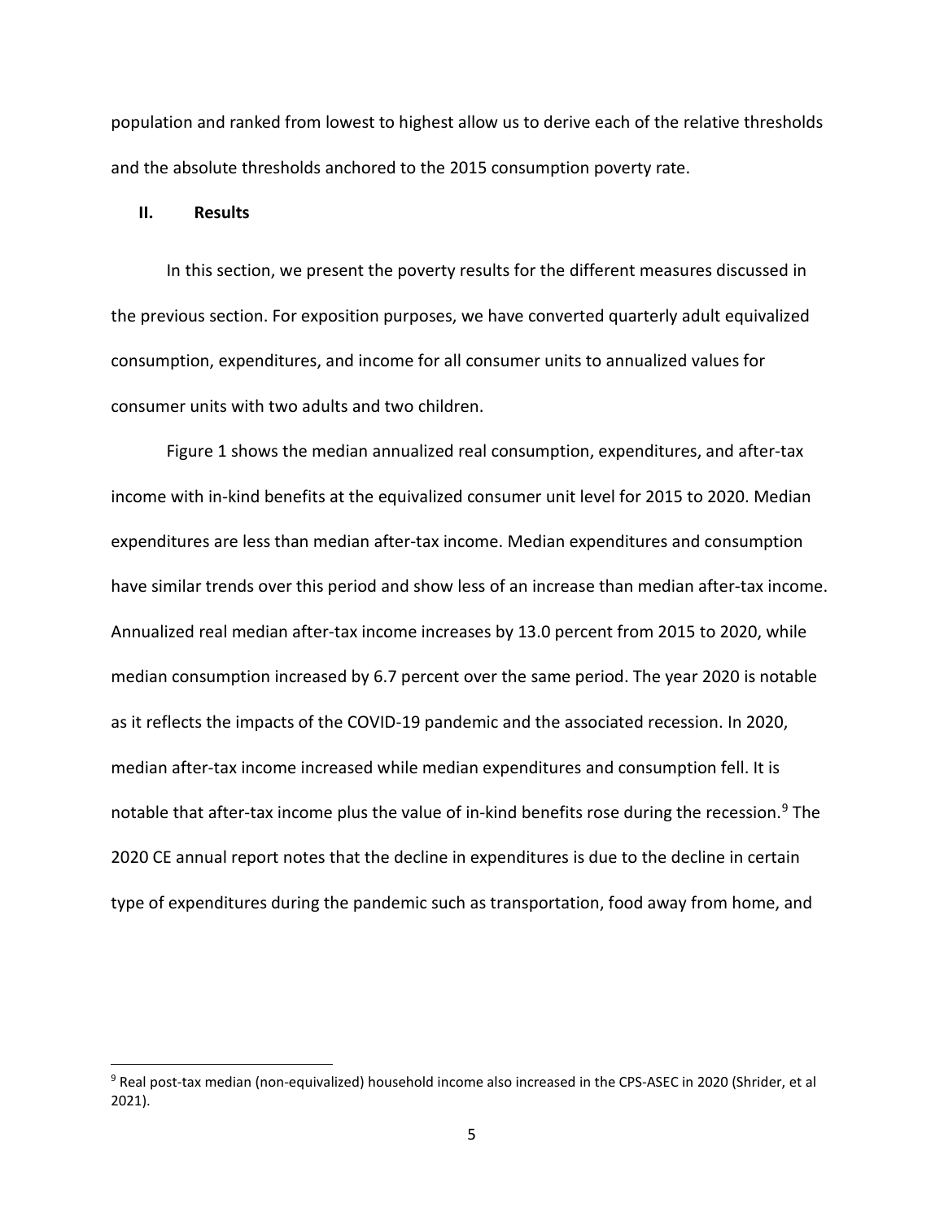population and ranked from lowest to highest allow us to derive each of the relative thresholds and the absolute thresholds anchored to the 2015 consumption poverty rate.

## II. Results

In this section, we present the poverty results for the different measures discussed in the previous section. For exposition purposes, we have converted quarterly adult equivalized consumption, expenditures, and income for all consumer units to annualized values for consumer units with two adults and two children.

Figure 1 shows the median annualized real consumption, expenditures, and after-tax income with in-kind benefits at the equivalized consumer unit level for 2015 to 2020. Median expenditures are less than median after-tax income. Median expenditures and consumption have similar trends over this period and show less of an increase than median after-tax income. Annualized real median after-tax income increases by 13.0 percent from 2015 to 2020, while median consumption increased by 6.7 percent over the same period. The year 2020 is notable as it reflects the impacts of the COVID-19 pandemic and the associated recession. In 2020, median after-tax income increased while median expenditures and consumption fell. It is notable that after-tax income plus the value of in-kind benefits rose during the recession.[9] The 2020 CE annual report notes that the decline in expenditures is due to the decline in certain type of expenditures during the pandemic such as transportation, food away from home, and

[9] Real post-tax median (non-equivalized) household income also increased in the CPS-ASEC in 2020 (Shrider, et al 2021).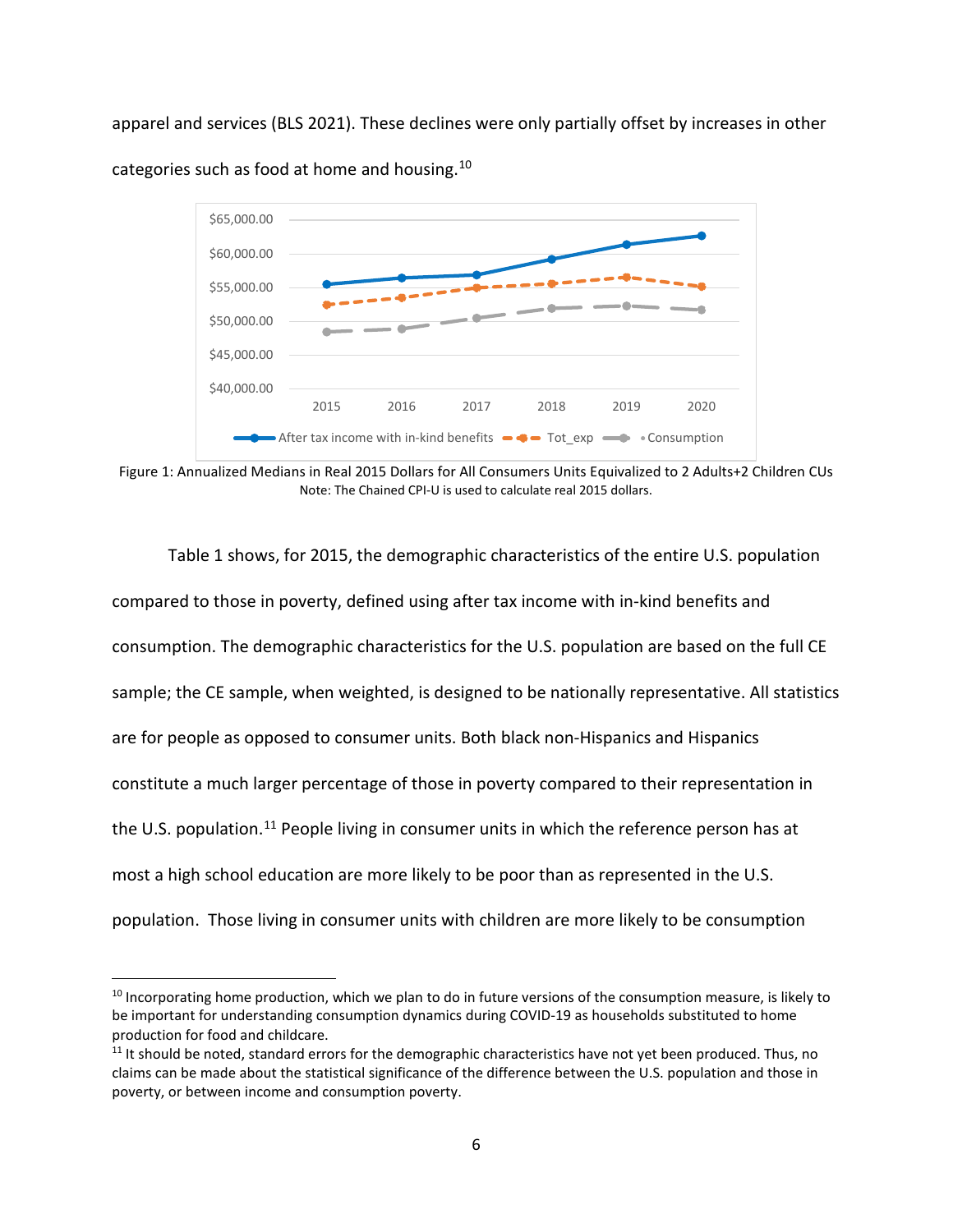apparel and services (BLS 2021). These declines were only partially offset by increases in other categories such as food at home and housing.[10]

$65,000.00
$60,000.00
$55,000.00
$50,000.00
$45,000.00
$40,000.00

2015
2016
2017
2018
2019
2020

After tax income with in-kind benefits
Tot_exp
Consumption

Figure 1: Annualized Medians in Real 2015 Dollars for All Consumers Units Equivalized to 2 Adults+2 Children CUs
Note: The Chained CPI-U is used to calculate real 2015 dollars.

Table 1 shows, for 2015, the demographic characteristics of the entire U.S. population compared to those in poverty, defined using after tax income with in-kind benefits and consumption. The demographic characteristics for the U.S. population are based on the full CE sample; the CE sample, when weighted, is designed to be nationally representative. All statistics are for people as opposed to consumer units. Both black non-Hispanics and Hispanics constitute a much larger percentage of those in poverty compared to their representation in the U.S. population.[11] People living in consumer units in which the reference person has at most a high school education are more likely to be poor than as represented in the U.S. population. Those living in consumer units with children are more likely to be consumption

[10] Incorporating home production, which we plan to do in future versions of the consumption measure, is likely to be important for understanding consumption dynamics during COVID-19 as households substituted to home production for food and childcare.

[11] It should be noted, standard errors for the demographic characteristics have not yet been produced. Thus, no claims can be made about the statistical significance of the difference between the U.S. population and those in poverty, or between income and consumption poverty.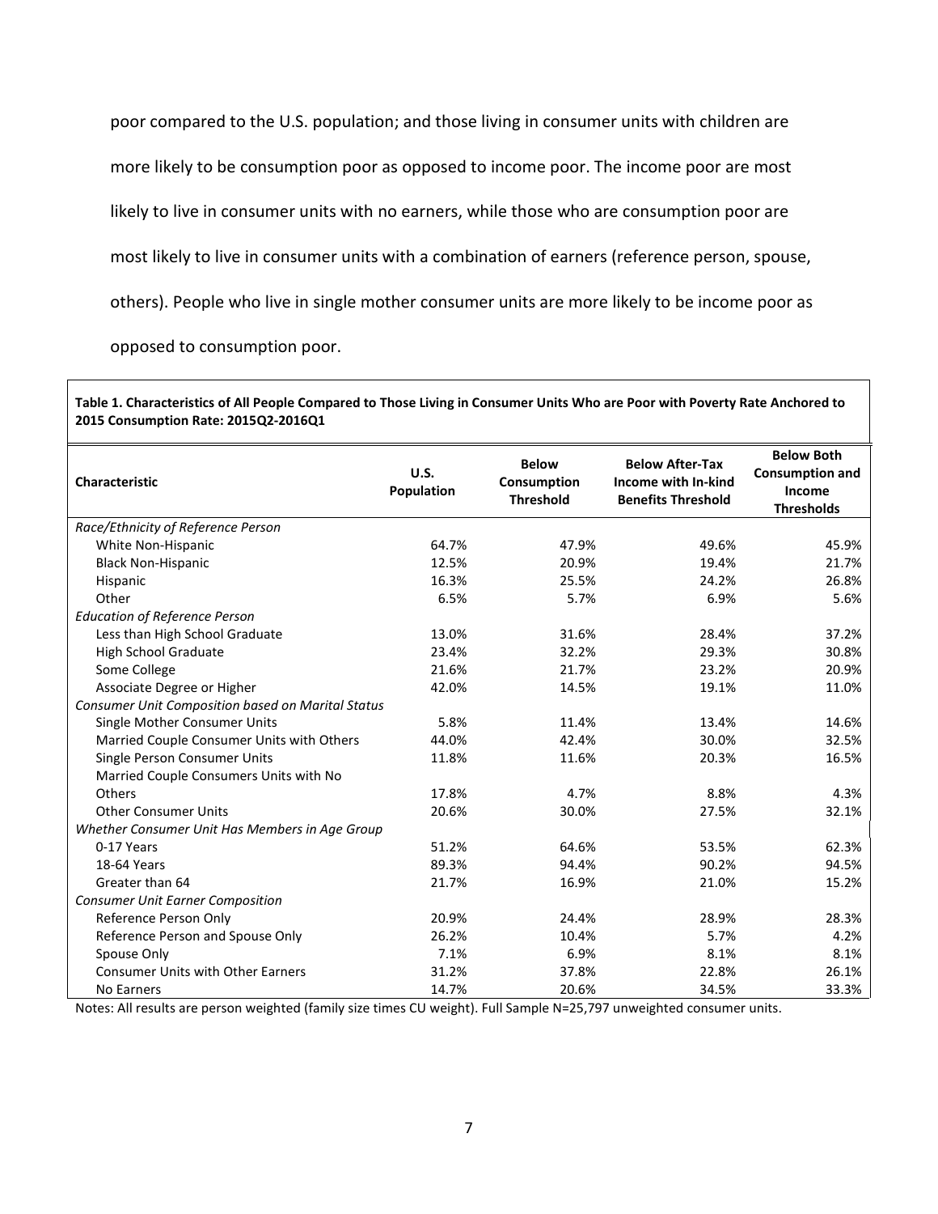poor compared to the U.S. population; and those living in consumer units with children are more likely to be consumption poor as opposed to income poor. The income poor are most likely to live in consumer units with no earners, while those who are consumption poor are most likely to live in consumer units with a combination of earners (reference person, spouse, others). People who live in single mother consumer units are more likely to be income poor as opposed to consumption poor.

**Table 1. Characteristics of All People Compared to Those Living in Consumer Units Who are Poor with Poverty Rate Anchored to 2015 Consumption Rate: 2015Q2-2016Q1**

| Characteristic | U.S. Population | Below Consumption Threshold | Below After-Tax Income with In-kind Benefits Threshold | Below Both Consumption and Income Thresholds |
|---|---|---|---|---|
| *Race/Ethnicity of Reference Person* | | | | |
| White Non-Hispanic | 64.7% | 47.9% | 49.6% | 45.9% |
| Black Non-Hispanic | 12.5% | 20.9% | 19.4% | 21.7% |
| Hispanic | 16.3% | 25.5% | 24.2% | 26.8% |
| Other | 6.5% | 5.7% | 6.9% | 5.6% |
| *Education of Reference Person* | | | | |
| Less than High School Graduate | 13.0% | 31.6% | 28.4% | 37.2% |
| High School Graduate | 23.4% | 32.2% | 29.3% | 30.8% |
| Some College | 21.6% | 21.7% | 23.2% | 20.9% |
| Associate Degree or Higher | 42.0% | 14.5% | 19.1% | 11.0% |
| *Consumer Unit Composition based on Marital Status* | | | | |
| Single Mother Consumer Units | 5.8% | 11.4% | 13.4% | 14.6% |
| Married Couple Consumer Units with Others | 44.0% | 42.4% | 30.0% | 32.5% |
| Single Person Consumer Units | 11.8% | 11.6% | 20.3% | 16.5% |
| Married Couple Consumers Units with No Others | 17.8% | 4.7% | 8.8% | 4.3% |
| Other Consumer Units | 20.6% | 30.0% | 27.5% | 32.1% |
| *Whether Consumer Unit Has Members in Age Group* | | | | |
| 0-17 Years | 51.2% | 64.6% | 53.5% | 62.3% |
| 18-64 Years | 89.3% | 94.4% | 90.2% | 94.5% |
| Greater than 64 | 21.7% | 16.9% | 21.0% | 15.2% |
| *Consumer Unit Earner Composition* | | | | |
| Reference Person Only | 20.9% | 24.4% | 28.9% | 28.3% |
| Reference Person and Spouse Only | 26.2% | 10.4% | 5.7% | 4.2% |
| Spouse Only | 7.1% | 6.9% | 8.1% | 8.1% |
| Consumer Units with Other Earners | 31.2% | 37.8% | 22.8% | 26.1% |
| No Earners | 14.7% | 20.6% | 34.5% | 33.3% |

Notes: All results are person weighted (family size times CU weight). Full Sample N=25,797 unweighted consumer units.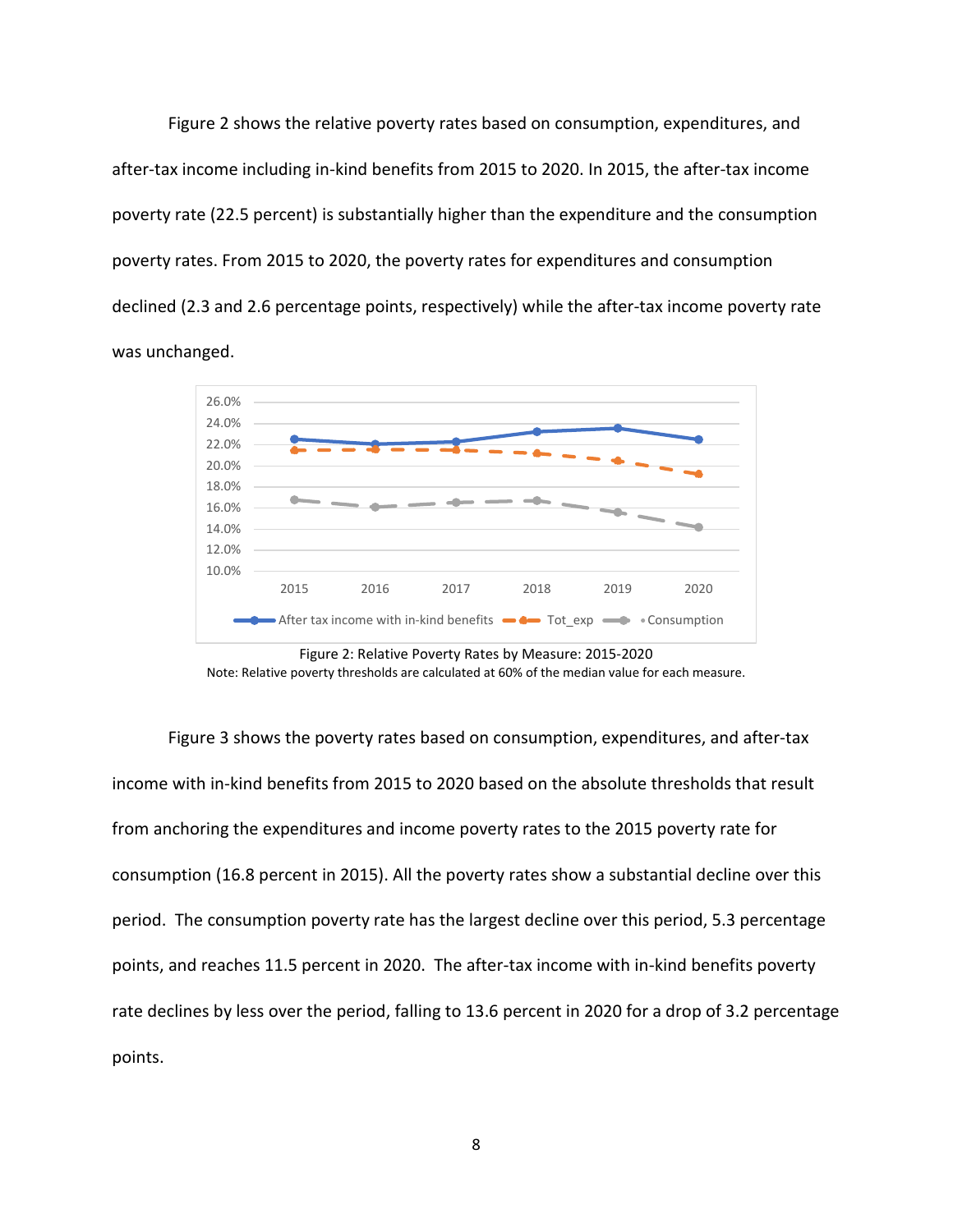Figure 2 shows the relative poverty rates based on consumption, expenditures, and after-tax income including in-kind benefits from 2015 to 2020. In 2015, the after-tax income poverty rate (22.5 percent) is substantially higher than the expenditure and the consumption poverty rates. From 2015 to 2020, the poverty rates for expenditures and consumption declined (2.3 and 2.6 percentage points, respectively) while the after-tax income poverty rate was unchanged.

26.0%
24.0%
22.0%
20.0%
18.0%
16.0%
14.0%
12.0%
10.0%

2015 2016 2017 2018 2019 2020

After tax income with in-kind benefits
Tot_exp
Consumption

Figure 2: Relative Poverty Rates by Measure: 2015-2020

Note: Relative poverty thresholds are calculated at 60% of the median value for each measure.

Figure 3 shows the poverty rates based on consumption, expenditures, and after-tax income with in-kind benefits from 2015 to 2020 based on the absolute thresholds that result from anchoring the expenditures and income poverty rates to the 2015 poverty rate for consumption (16.8 percent in 2015). All the poverty rates show a substantial decline over this period. The consumption poverty rate has the largest decline over this period, 5.3 percentage points, and reaches 11.5 percent in 2020. The after-tax income with in-kind benefits poverty rate declines by less over the period, falling to 13.6 percent in 2020 for a drop of 3.2 percentage points.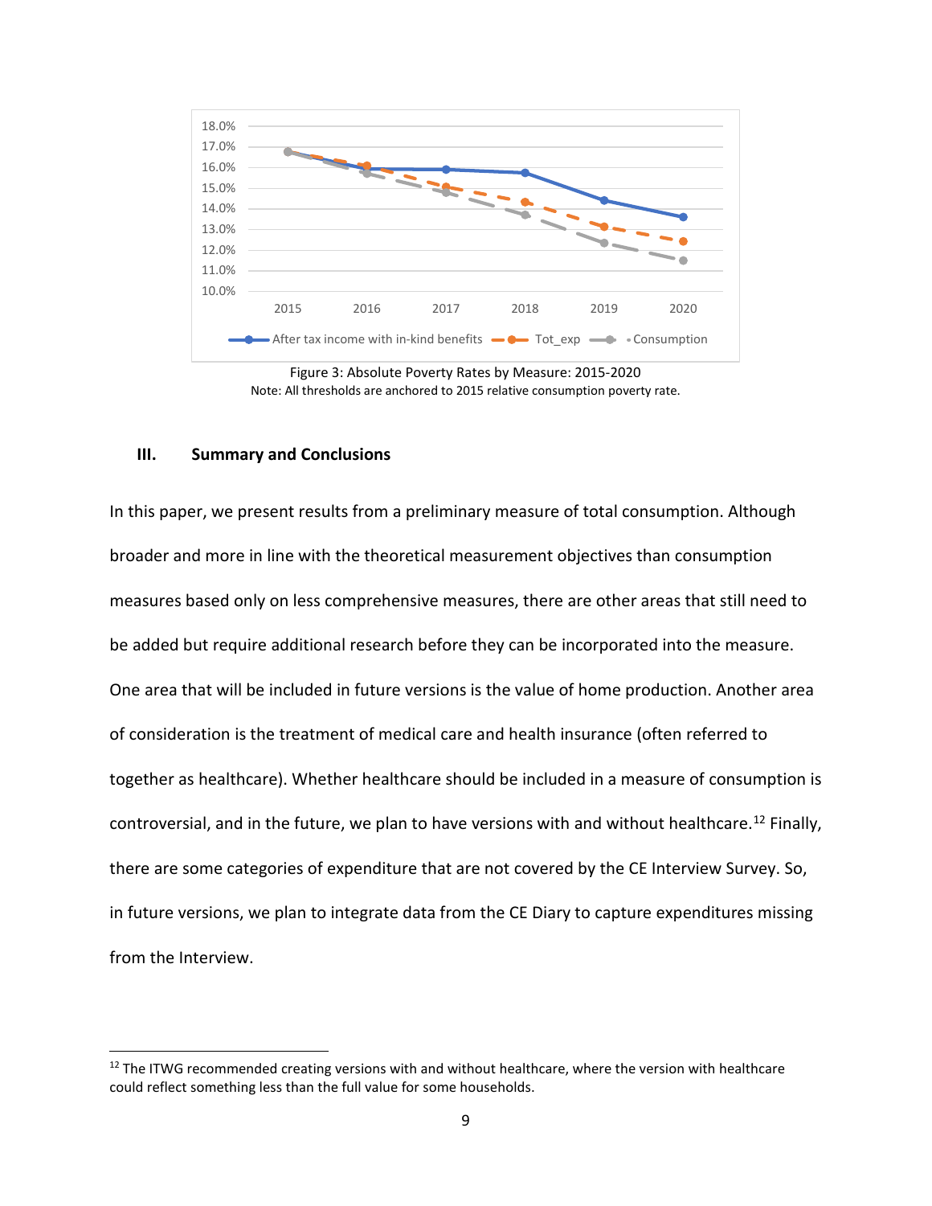18.0%
17.0%
16.0%
15.0%
14.0%
13.0%
12.0%
11.0%
10.0%

2015 2016 2017 2018 2019 2020

After tax income with in-kind benefits — Tot_exp — Consumption

Figure 3: Absolute Poverty Rates by Measure: 2015-2020

Note: All thresholds are anchored to 2015 relative consumption poverty rate.

## III. Summary and Conclusions

In this paper, we present results from a preliminary measure of total consumption. Although broader and more in line with the theoretical measurement objectives than consumption measures based only on less comprehensive measures, there are other areas that still need to be added but require additional research before they can be incorporated into the measure. One area that will be included in future versions is the value of home production. Another area of consideration is the treatment of medical care and health insurance (often referred to together as healthcare). Whether healthcare should be included in a measure of consumption is controversial, and in the future, we plan to have versions with and without healthcare.[12] Finally, there are some categories of expenditure that are not covered by the CE Interview Survey. So, in future versions, we plan to integrate data from the CE Diary to capture expenditures missing from the Interview.

[12] The ITWG recommended creating versions with and without healthcare, where the version with healthcare could reflect something less than the full value for some households.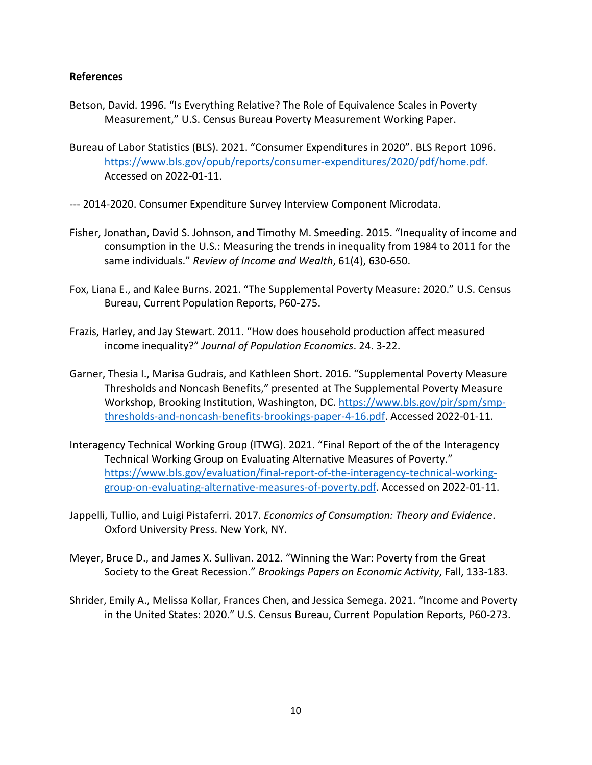**References**

Betson, David. 1996. "Is Everything Relative? The Role of Equivalence Scales in Poverty Measurement," U.S. Census Bureau Poverty Measurement Working Paper.

Bureau of Labor Statistics (BLS). 2021. "Consumer Expenditures in 2020". BLS Report 1096. https://www.bls.gov/opub/reports/consumer-expenditures/2020/pdf/home.pdf. Accessed on 2022-01-11.

--- 2014-2020. Consumer Expenditure Survey Interview Component Microdata.

Fisher, Jonathan, David S. Johnson, and Timothy M. Smeeding. 2015. "Inequality of income and consumption in the U.S.: Measuring the trends in inequality from 1984 to 2011 for the same individuals." *Review of Income and Wealth*, 61(4), 630-650.

Fox, Liana E., and Kalee Burns. 2021. "The Supplemental Poverty Measure: 2020." U.S. Census Bureau, Current Population Reports, P60-275.

Frazis, Harley, and Jay Stewart. 2011. "How does household production affect measured income inequality?" *Journal of Population Economics*. 24. 3-22.

Garner, Thesia I., Marisa Gudrais, and Kathleen Short. 2016. "Supplemental Poverty Measure Thresholds and Noncash Benefits," presented at The Supplemental Poverty Measure Workshop, Brooking Institution, Washington, DC. https://www.bls.gov/pir/spm/smp-thresholds-and-noncash-benefits-brookings-paper-4-16.pdf. Accessed 2022-01-11.

Interagency Technical Working Group (ITWG). 2021. "Final Report of the of the Interagency Technical Working Group on Evaluating Alternative Measures of Poverty." https://www.bls.gov/evaluation/final-report-of-the-interagency-technical-working-group-on-evaluating-alternative-measures-of-poverty.pdf. Accessed on 2022-01-11.

Jappelli, Tullio, and Luigi Pistaferri. 2017. *Economics of Consumption: Theory and Evidence*. Oxford University Press. New York, NY.

Meyer, Bruce D., and James X. Sullivan. 2012. "Winning the War: Poverty from the Great Society to the Great Recession." *Brookings Papers on Economic Activity*, Fall, 133-183.

Shrider, Emily A., Melissa Kollar, Frances Chen, and Jessica Semega. 2021. "Income and Poverty in the United States: 2020." U.S. Census Bureau, Current Population Reports, P60-273.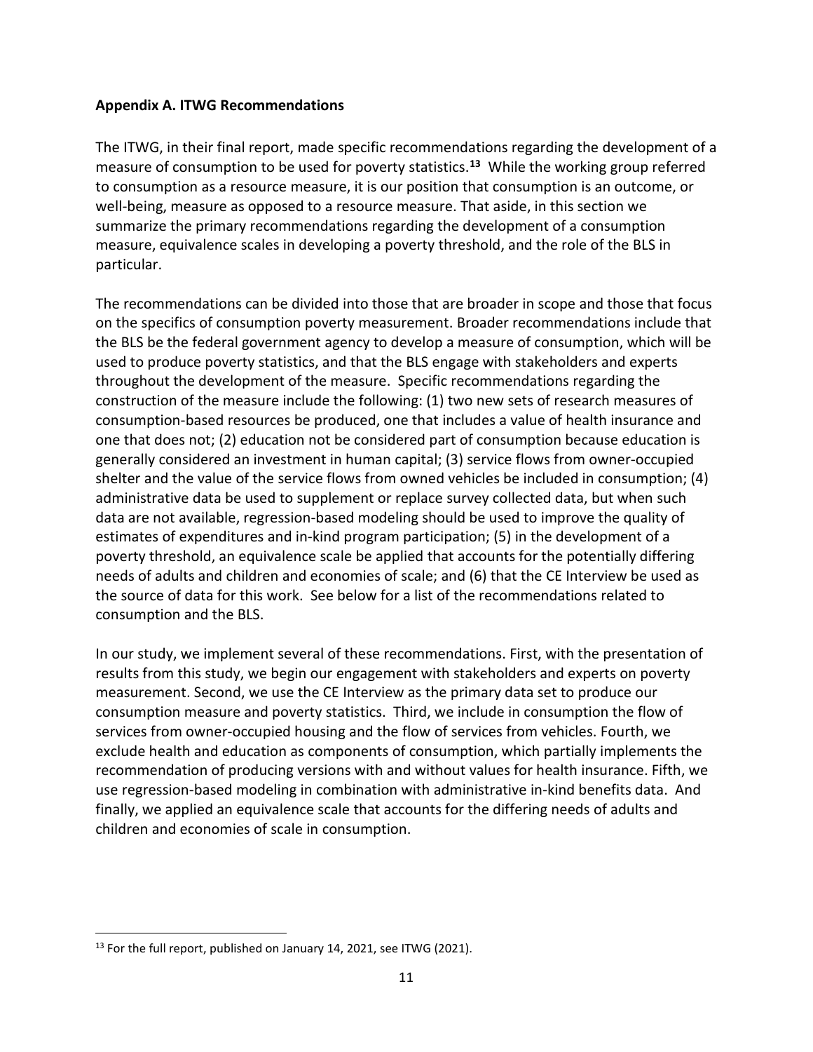## Appendix A. ITWG Recommendations

The ITWG, in their final report, made specific recommendations regarding the development of a measure of consumption to be used for poverty statistics.[13] While the working group referred to consumption as a resource measure, it is our position that consumption is an outcome, or well-being, measure as opposed to a resource measure. That aside, in this section we summarize the primary recommendations regarding the development of a consumption measure, equivalence scales in developing a poverty threshold, and the role of the BLS in particular.

The recommendations can be divided into those that are broader in scope and those that focus on the specifics of consumption poverty measurement. Broader recommendations include that the BLS be the federal government agency to develop a measure of consumption, which will be used to produce poverty statistics, and that the BLS engage with stakeholders and experts throughout the development of the measure. Specific recommendations regarding the construction of the measure include the following: (1) two new sets of research measures of consumption-based resources be produced, one that includes a value of health insurance and one that does not; (2) education not be considered part of consumption because education is generally considered an investment in human capital; (3) service flows from owner-occupied shelter and the value of the service flows from owned vehicles be included in consumption; (4) administrative data be used to supplement or replace survey collected data, but when such data are not available, regression-based modeling should be used to improve the quality of estimates of expenditures and in-kind program participation; (5) in the development of a poverty threshold, an equivalence scale be applied that accounts for the potentially differing needs of adults and children and economies of scale; and (6) that the CE Interview be used as the source of data for this work. See below for a list of the recommendations related to consumption and the BLS.

In our study, we implement several of these recommendations. First, with the presentation of results from this study, we begin our engagement with stakeholders and experts on poverty measurement. Second, we use the CE Interview as the primary data set to produce our consumption measure and poverty statistics. Third, we include in consumption the flow of services from owner-occupied housing and the flow of services from vehicles. Fourth, we exclude health and education as components of consumption, which partially implements the recommendation of producing versions with and without values for health insurance. Fifth, we use regression-based modeling in combination with administrative in-kind benefits data. And finally, we applied an equivalence scale that accounts for the differing needs of adults and children and economies of scale in consumption.

[13] For the full report, published on January 14, 2021, see ITWG (2021).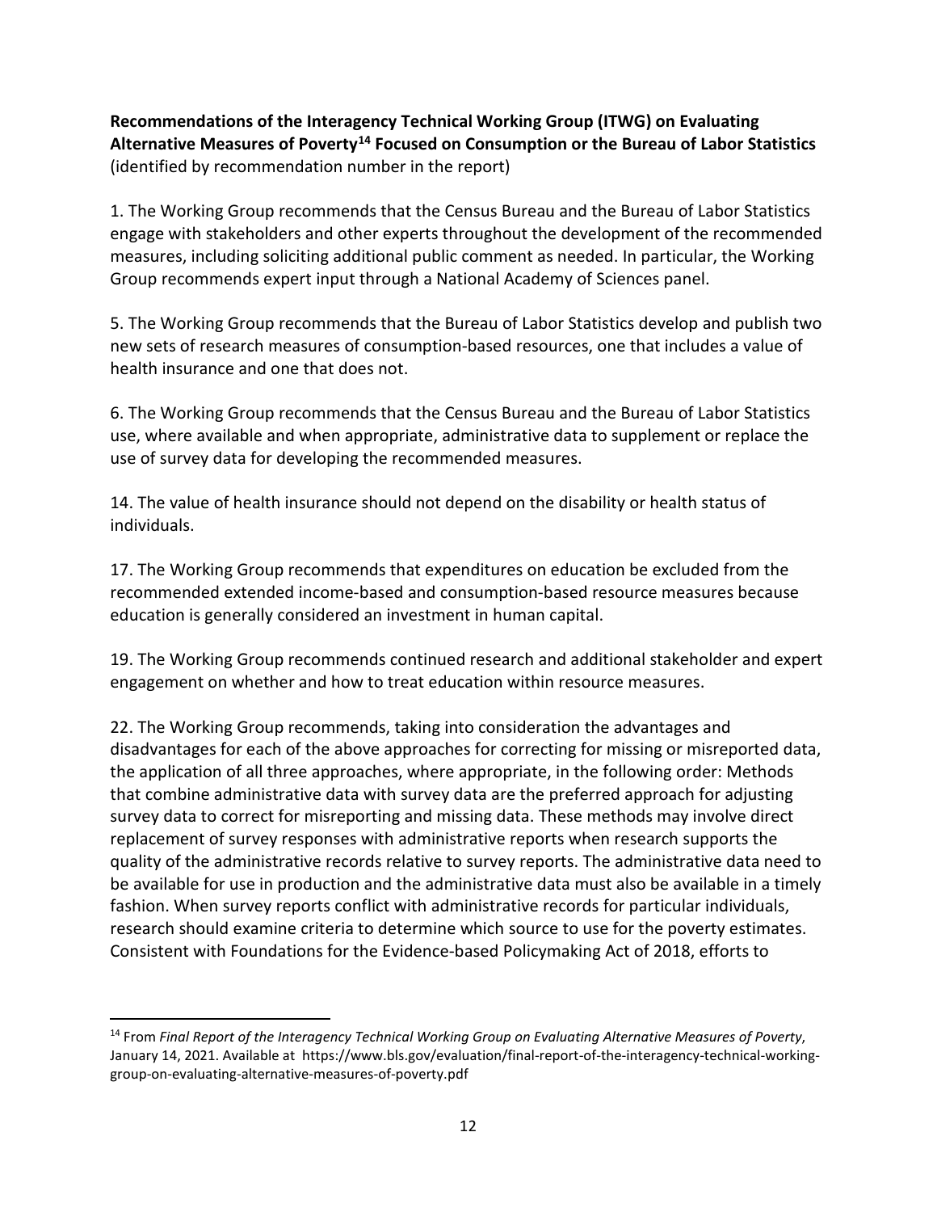**Recommendations of the Interagency Technical Working Group (ITWG) on Evaluating Alternative Measures of Poverty[14] Focused on Consumption or the Bureau of Labor Statistics** (identified by recommendation number in the report)

1. The Working Group recommends that the Census Bureau and the Bureau of Labor Statistics engage with stakeholders and other experts throughout the development of the recommended measures, including soliciting additional public comment as needed. In particular, the Working Group recommends expert input through a National Academy of Sciences panel.

5. The Working Group recommends that the Bureau of Labor Statistics develop and publish two new sets of research measures of consumption-based resources, one that includes a value of health insurance and one that does not.

6. The Working Group recommends that the Census Bureau and the Bureau of Labor Statistics use, where available and when appropriate, administrative data to supplement or replace the use of survey data for developing the recommended measures.

14. The value of health insurance should not depend on the disability or health status of individuals.

17. The Working Group recommends that expenditures on education be excluded from the recommended extended income-based and consumption-based resource measures because education is generally considered an investment in human capital.

19. The Working Group recommends continued research and additional stakeholder and expert engagement on whether and how to treat education within resource measures.

22. The Working Group recommends, taking into consideration the advantages and disadvantages for each of the above approaches for correcting for missing or misreported data, the application of all three approaches, where appropriate, in the following order: Methods that combine administrative data with survey data are the preferred approach for adjusting survey data to correct for misreporting and missing data. These methods may involve direct replacement of survey responses with administrative reports when research supports the quality of the administrative records relative to survey reports. The administrative data need to be available for use in production and the administrative data must also be available in a timely fashion. When survey reports conflict with administrative records for particular individuals, research should examine criteria to determine which source to use for the poverty estimates. Consistent with Foundations for the Evidence-based Policymaking Act of 2018, efforts to

[14] From *Final Report of the Interagency Technical Working Group on Evaluating Alternative Measures of Poverty*, January 14, 2021. Available at https://www.bls.gov/evaluation/final-report-of-the-interagency-technical-working-group-on-evaluating-alternative-measures-of-poverty.pdf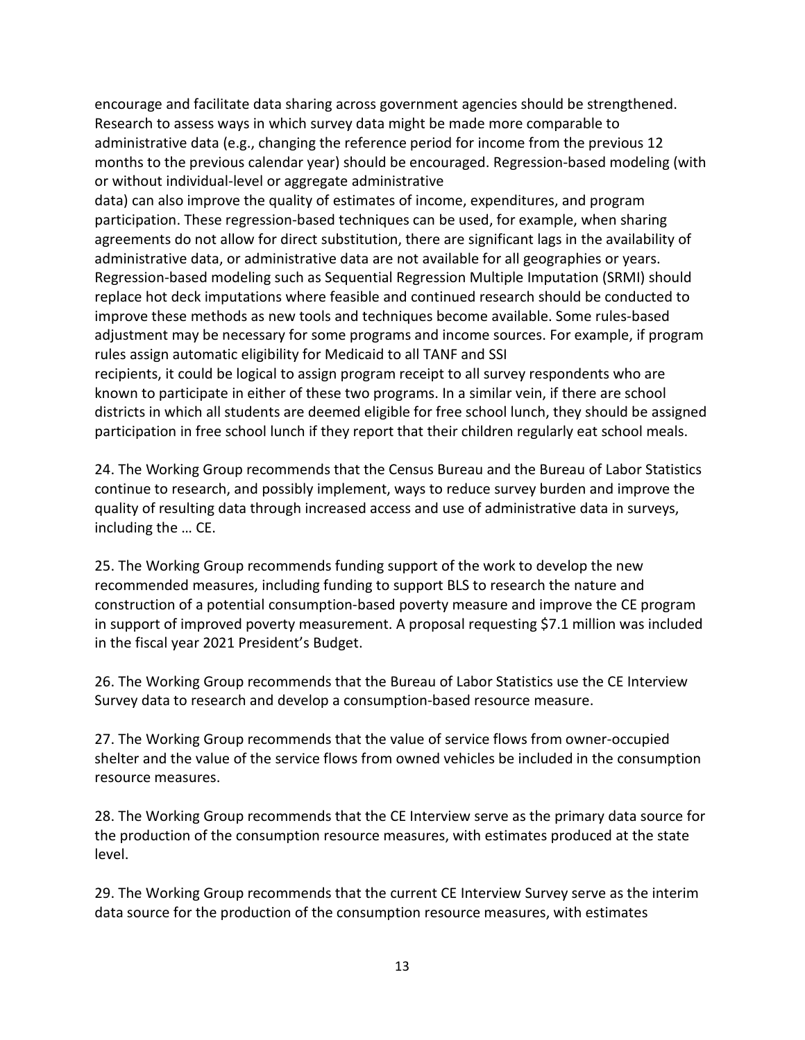encourage and facilitate data sharing across government agencies should be strengthened. Research to assess ways in which survey data might be made more comparable to administrative data (e.g., changing the reference period for income from the previous 12 months to the previous calendar year) should be encouraged. Regression-based modeling (with or without individual-level or aggregate administrative data) can also improve the quality of estimates of income, expenditures, and program participation. These regression-based techniques can be used, for example, when sharing agreements do not allow for direct substitution, there are significant lags in the availability of administrative data, or administrative data are not available for all geographies or years. Regression-based modeling such as Sequential Regression Multiple Imputation (SRMI) should replace hot deck imputations where feasible and continued research should be conducted to improve these methods as new tools and techniques become available. Some rules-based adjustment may be necessary for some programs and income sources. For example, if program rules assign automatic eligibility for Medicaid to all TANF and SSI recipients, it could be logical to assign program receipt to all survey respondents who are known to participate in either of these two programs. In a similar vein, if there are school districts in which all students are deemed eligible for free school lunch, they should be assigned participation in free school lunch if they report that their children regularly eat school meals.

24. The Working Group recommends that the Census Bureau and the Bureau of Labor Statistics continue to research, and possibly implement, ways to reduce survey burden and improve the quality of resulting data through increased access and use of administrative data in surveys, including the … CE.

25. The Working Group recommends funding support of the work to develop the new recommended measures, including funding to support BLS to research the nature and construction of a potential consumption-based poverty measure and improve the CE program in support of improved poverty measurement. A proposal requesting $7.1 million was included in the fiscal year 2021 President's Budget.

26. The Working Group recommends that the Bureau of Labor Statistics use the CE Interview Survey data to research and develop a consumption-based resource measure.

27. The Working Group recommends that the value of service flows from owner-occupied shelter and the value of the service flows from owned vehicles be included in the consumption resource measures.

28. The Working Group recommends that the CE Interview serve as the primary data source for the production of the consumption resource measures, with estimates produced at the state level.

29. The Working Group recommends that the current CE Interview Survey serve as the interim data source for the production of the consumption resource measures, with estimates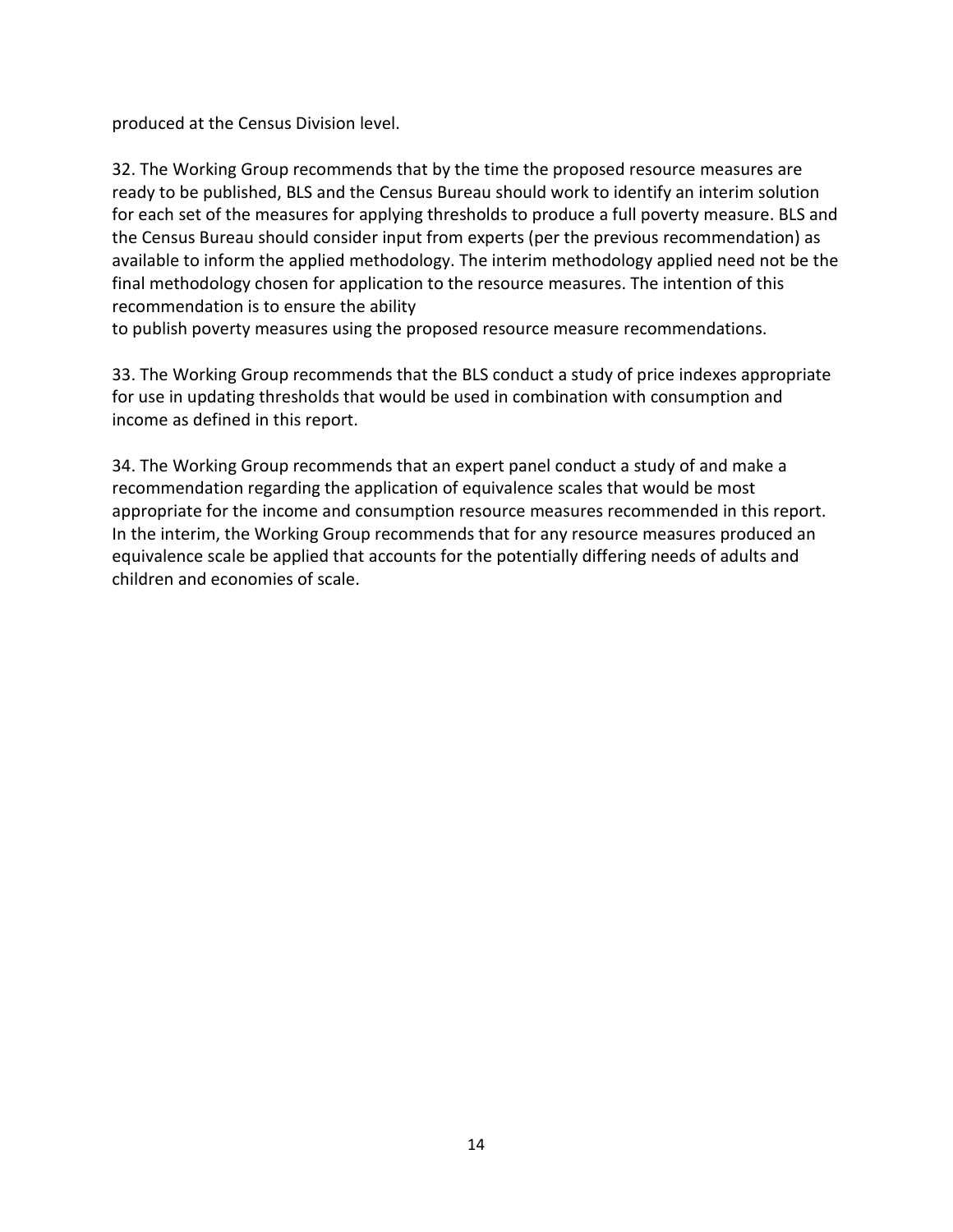produced at the Census Division level.

32. The Working Group recommends that by the time the proposed resource measures are ready to be published, BLS and the Census Bureau should work to identify an interim solution for each set of the measures for applying thresholds to produce a full poverty measure. BLS and the Census Bureau should consider input from experts (per the previous recommendation) as available to inform the applied methodology. The interim methodology applied need not be the final methodology chosen for application to the resource measures. The intention of this recommendation is to ensure the ability to publish poverty measures using the proposed resource measure recommendations.

33. The Working Group recommends that the BLS conduct a study of price indexes appropriate for use in updating thresholds that would be used in combination with consumption and income as defined in this report.

34. The Working Group recommends that an expert panel conduct a study of and make a recommendation regarding the application of equivalence scales that would be most appropriate for the income and consumption resource measures recommended in this report. In the interim, the Working Group recommends that for any resource measures produced an equivalence scale be applied that accounts for the potentially differing needs of adults and children and economies of scale.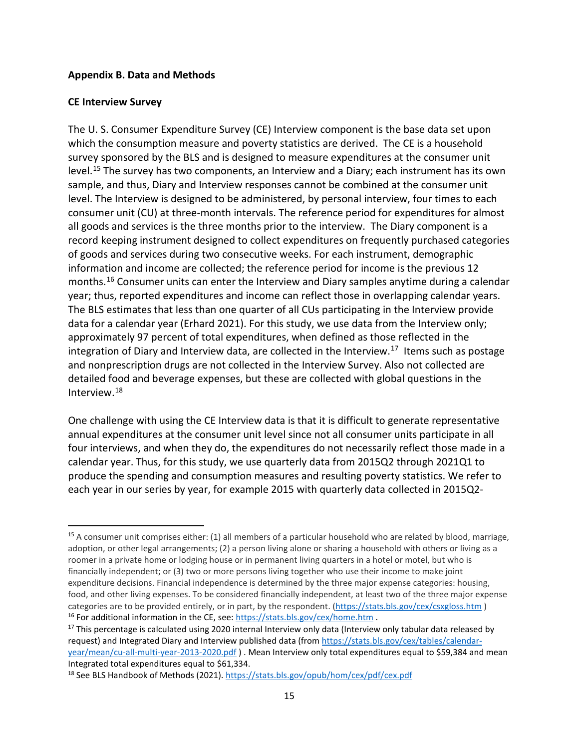## Appendix B. Data and Methods

### CE Interview Survey

The U. S. Consumer Expenditure Survey (CE) Interview component is the base data set upon which the consumption measure and poverty statistics are derived. The CE is a household survey sponsored by the BLS and is designed to measure expenditures at the consumer unit level.[15] The survey has two components, an Interview and a Diary; each instrument has its own sample, and thus, Diary and Interview responses cannot be combined at the consumer unit level. The Interview is designed to be administered, by personal interview, four times to each consumer unit (CU) at three-month intervals. The reference period for expenditures for almost all goods and services is the three months prior to the interview. The Diary component is a record keeping instrument designed to collect expenditures on frequently purchased categories of goods and services during two consecutive weeks. For each instrument, demographic information and income are collected; the reference period for income is the previous 12 months.[16] Consumer units can enter the Interview and Diary samples anytime during a calendar year; thus, reported expenditures and income can reflect those in overlapping calendar years. The BLS estimates that less than one quarter of all CUs participating in the Interview provide data for a calendar year (Erhard 2021). For this study, we use data from the Interview only; approximately 97 percent of total expenditures, when defined as those reflected in the integration of Diary and Interview data, are collected in the Interview.[17] Items such as postage and nonprescription drugs are not collected in the Interview Survey. Also not collected are detailed food and beverage expenses, but these are collected with global questions in the Interview.[18]

One challenge with using the CE Interview data is that it is difficult to generate representative annual expenditures at the consumer unit level since not all consumer units participate in all four interviews, and when they do, the expenditures do not necessarily reflect those made in a calendar year. Thus, for this study, we use quarterly data from 2015Q2 through 2021Q1 to produce the spending and consumption measures and resulting poverty statistics. We refer to each year in our series by year, for example 2015 with quarterly data collected in 2015Q2-

---

[15] A consumer unit comprises either: (1) all members of a particular household who are related by blood, marriage, adoption, or other legal arrangements; (2) a person living alone or sharing a household with others or living as a roomer in a private home or lodging house or in permanent living quarters in a hotel or motel, but who is financially independent; or (3) two or more persons living together who use their income to make joint expenditure decisions. Financial independence is determined by the three major expense categories: housing, food, and other living expenses. To be considered financially independent, at least two of the three major expense categories are to be provided entirely, or in part, by the respondent. (https://stats.bls.gov/cex/csxgloss.htm )

[16] For additional information in the CE, see: https://stats.bls.gov/cex/home.htm .

[17] This percentage is calculated using 2020 internal Interview only data (Interview only tabular data released by request) and Integrated Diary and Interview published data (from https://stats.bls.gov/cex/tables/calendar-year/mean/cu-all-multi-year-2013-2020.pdf ) . Mean Interview only total expenditures equal to $59,384 and mean Integrated total expenditures equal to $61,334.

[18] See BLS Handbook of Methods (2021). https://stats.bls.gov/opub/hom/cex/pdf/cex.pdf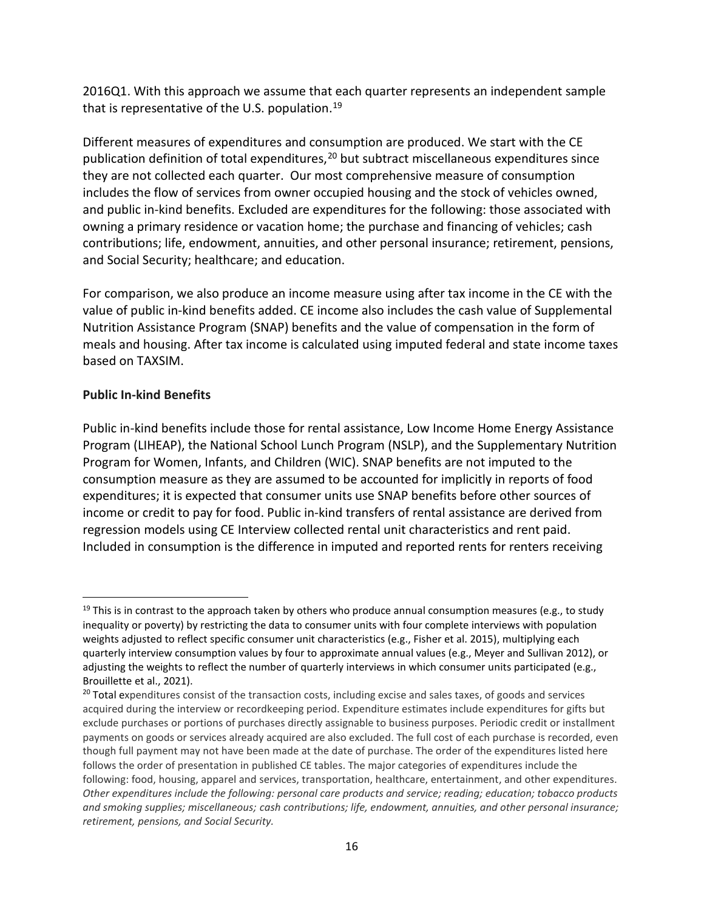2016Q1. With this approach we assume that each quarter represents an independent sample that is representative of the U.S. population.[19]

Different measures of expenditures and consumption are produced. We start with the CE publication definition of total expenditures,[20] but subtract miscellaneous expenditures since they are not collected each quarter. Our most comprehensive measure of consumption includes the flow of services from owner occupied housing and the stock of vehicles owned, and public in-kind benefits. Excluded are expenditures for the following: those associated with owning a primary residence or vacation home; the purchase and financing of vehicles; cash contributions; life, endowment, annuities, and other personal insurance; retirement, pensions, and Social Security; healthcare; and education.

For comparison, we also produce an income measure using after tax income in the CE with the value of public in-kind benefits added. CE income also includes the cash value of Supplemental Nutrition Assistance Program (SNAP) benefits and the value of compensation in the form of meals and housing. After tax income is calculated using imputed federal and state income taxes based on TAXSIM.

**Public In-kind Benefits**

Public in-kind benefits include those for rental assistance, Low Income Home Energy Assistance Program (LIHEAP), the National School Lunch Program (NSLP), and the Supplementary Nutrition Program for Women, Infants, and Children (WIC). SNAP benefits are not imputed to the consumption measure as they are assumed to be accounted for implicitly in reports of food expenditures; it is expected that consumer units use SNAP benefits before other sources of income or credit to pay for food. Public in-kind transfers of rental assistance are derived from regression models using CE Interview collected rental unit characteristics and rent paid. Included in consumption is the difference in imputed and reported rents for renters receiving

[19] This is in contrast to the approach taken by others who produce annual consumption measures (e.g., to study inequality or poverty) by restricting the data to consumer units with four complete interviews with population weights adjusted to reflect specific consumer unit characteristics (e.g., Fisher et al. 2015), multiplying each quarterly interview consumption values by four to approximate annual values (e.g., Meyer and Sullivan 2012), or adjusting the weights to reflect the number of quarterly interviews in which consumer units participated (e.g., Brouillette et al., 2021).

[20] Total expenditures consist of the transaction costs, including excise and sales taxes, of goods and services acquired during the interview or recordkeeping period. Expenditure estimates include expenditures for gifts but exclude purchases or portions of purchases directly assignable to business purposes. Periodic credit or installment payments on goods or services already acquired are also excluded. The full cost of each purchase is recorded, even though full payment may not have been made at the date of purchase. The order of the expenditures listed here follows the order of presentation in published CE tables. The major categories of expenditures include the following: food, housing, apparel and services, transportation, healthcare, entertainment, and other expenditures. *Other expenditures include the following: personal care products and service; reading; education; tobacco products and smoking supplies; miscellaneous; cash contributions; life, endowment, annuities, and other personal insurance; retirement, pensions, and Social Security.*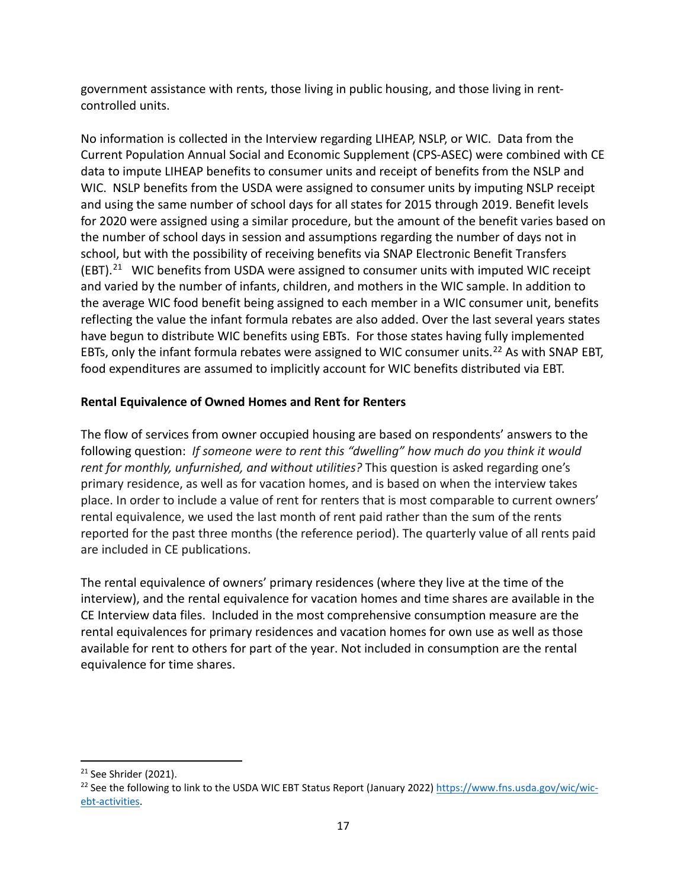government assistance with rents, those living in public housing, and those living in rent-controlled units.

No information is collected in the Interview regarding LIHEAP, NSLP, or WIC. Data from the Current Population Annual Social and Economic Supplement (CPS-ASEC) were combined with CE data to impute LIHEAP benefits to consumer units and receipt of benefits from the NSLP and WIC. NSLP benefits from the USDA were assigned to consumer units by imputing NSLP receipt and using the same number of school days for all states for 2015 through 2019. Benefit levels for 2020 were assigned using a similar procedure, but the amount of the benefit varies based on the number of school days in session and assumptions regarding the number of days not in school, but with the possibility of receiving benefits via SNAP Electronic Benefit Transfers (EBT).[21] WIC benefits from USDA were assigned to consumer units with imputed WIC receipt and varied by the number of infants, children, and mothers in the WIC sample. In addition to the average WIC food benefit being assigned to each member in a WIC consumer unit, benefits reflecting the value the infant formula rebates are also added. Over the last several years states have begun to distribute WIC benefits using EBTs. For those states having fully implemented EBTs, only the infant formula rebates were assigned to WIC consumer units.[22] As with SNAP EBT, food expenditures are assumed to implicitly account for WIC benefits distributed via EBT.

**Rental Equivalence of Owned Homes and Rent for Renters**

The flow of services from owner occupied housing are based on respondents' answers to the following question: *If someone were to rent this "dwelling" how much do you think it would rent for monthly, unfurnished, and without utilities?* This question is asked regarding one's primary residence, as well as for vacation homes, and is based on when the interview takes place. In order to include a value of rent for renters that is most comparable to current owners' rental equivalence, we used the last month of rent paid rather than the sum of the rents reported for the past three months (the reference period). The quarterly value of all rents paid are included in CE publications.

The rental equivalence of owners' primary residences (where they live at the time of the interview), and the rental equivalence for vacation homes and time shares are available in the CE Interview data files. Included in the most comprehensive consumption measure are the rental equivalences for primary residences and vacation homes for own use as well as those available for rent to others for part of the year. Not included in consumption are the rental equivalence for time shares.

---

[21] See Shrider (2021).

[22] See the following to link to the USDA WIC EBT Status Report (January 2022) https://www.fns.usda.gov/wic/wic-ebt-activities.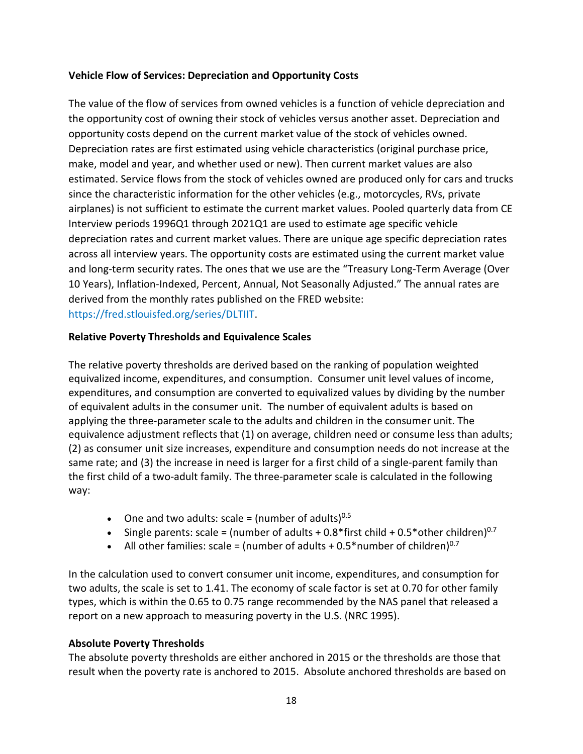**Vehicle Flow of Services: Depreciation and Opportunity Costs**

The value of the flow of services from owned vehicles is a function of vehicle depreciation and the opportunity cost of owning their stock of vehicles versus another asset. Depreciation and opportunity costs depend on the current market value of the stock of vehicles owned. Depreciation rates are first estimated using vehicle characteristics (original purchase price, make, model and year, and whether used or new). Then current market values are also estimated. Service flows from the stock of vehicles owned are produced only for cars and trucks since the characteristic information for the other vehicles (e.g., motorcycles, RVs, private airplanes) is not sufficient to estimate the current market values. Pooled quarterly data from CE Interview periods 1996Q1 through 2021Q1 are used to estimate age specific vehicle depreciation rates and current market values. There are unique age specific depreciation rates across all interview years. The opportunity costs are estimated using the current market value and long-term security rates. The ones that we use are the "Treasury Long-Term Average (Over 10 Years), Inflation-Indexed, Percent, Annual, Not Seasonally Adjusted." The annual rates are derived from the monthly rates published on the FRED website: https://fred.stlouisfed.org/series/DLTIIT.

**Relative Poverty Thresholds and Equivalence Scales**

The relative poverty thresholds are derived based on the ranking of population weighted equivalized income, expenditures, and consumption. Consumer unit level values of income, expenditures, and consumption are converted to equivalized values by dividing by the number of equivalent adults in the consumer unit. The number of equivalent adults is based on applying the three-parameter scale to the adults and children in the consumer unit. The equivalence adjustment reflects that (1) on average, children need or consume less than adults; (2) as consumer unit size increases, expenditure and consumption needs do not increase at the same rate; and (3) the increase in need is larger for a first child of a single-parent family than the first child of a two-adult family. The three-parameter scale is calculated in the following way:

- One and two adults: scale = $(\text{number of adults})^{0.5}$
- Single parents: scale = $(\text{number of adults} + 0.8*\text{first child} + 0.5*\text{other children})^{0.7}$
- All other families: scale = $(\text{number of adults} + 0.5*\text{number of children})^{0.7}$

In the calculation used to convert consumer unit income, expenditures, and consumption for two adults, the scale is set to 1.41. The economy of scale factor is set at 0.70 for other family types, which is within the 0.65 to 0.75 range recommended by the NAS panel that released a report on a new approach to measuring poverty in the U.S. (NRC 1995).

**Absolute Poverty Thresholds**

The absolute poverty thresholds are either anchored in 2015 or the thresholds are those that result when the poverty rate is anchored to 2015. Absolute anchored thresholds are based on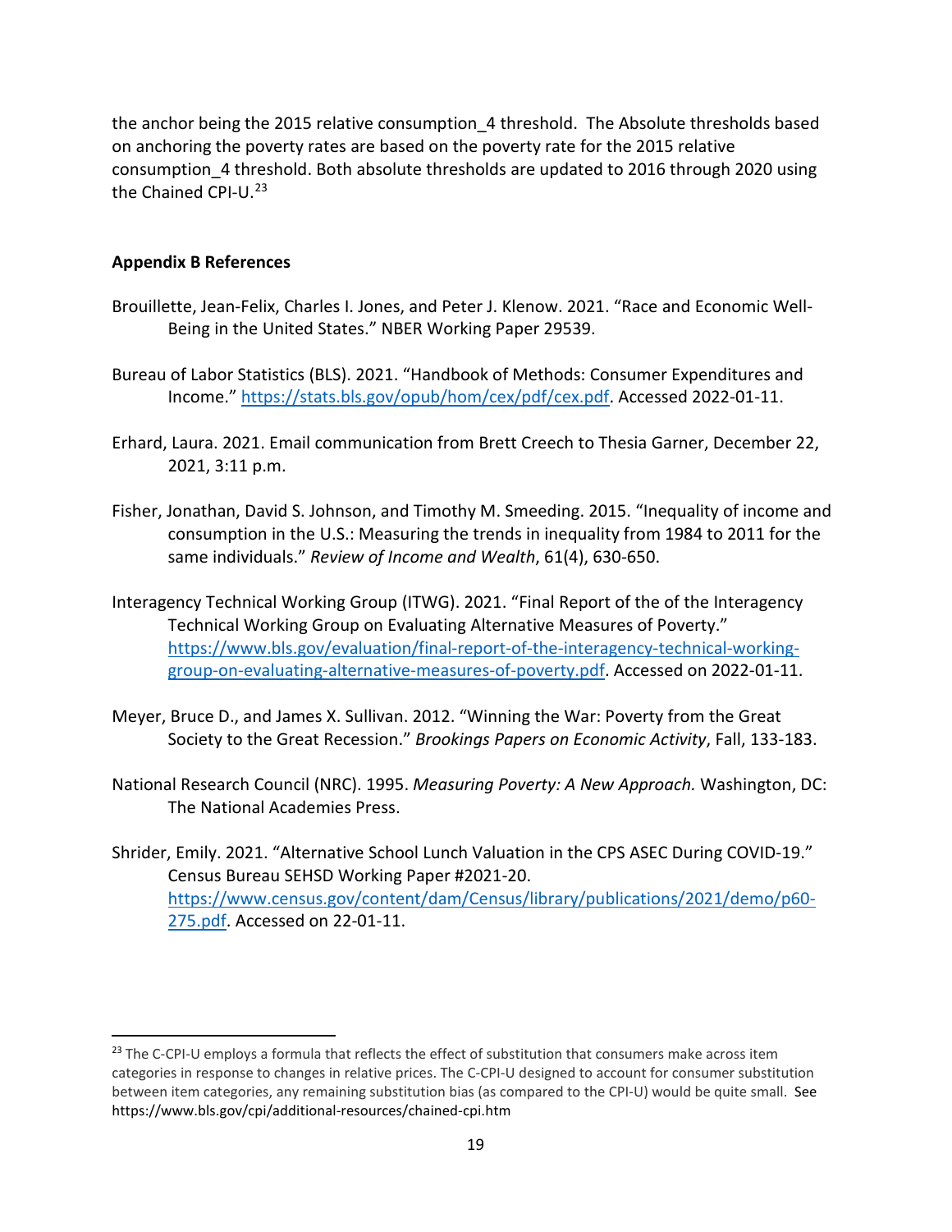the anchor being the 2015 relative consumption_4 threshold. The Absolute thresholds based on anchoring the poverty rates are based on the poverty rate for the 2015 relative consumption_4 threshold. Both absolute thresholds are updated to 2016 through 2020 using the Chained CPI-U.[23]

**Appendix B References**

Brouillette, Jean-Felix, Charles I. Jones, and Peter J. Klenow. 2021. "Race and Economic Well-Being in the United States." NBER Working Paper 29539.

Bureau of Labor Statistics (BLS). 2021. "Handbook of Methods: Consumer Expenditures and Income." https://stats.bls.gov/opub/hom/cex/pdf/cex.pdf. Accessed 2022-01-11.

Erhard, Laura. 2021. Email communication from Brett Creech to Thesia Garner, December 22, 2021, 3:11 p.m.

Fisher, Jonathan, David S. Johnson, and Timothy M. Smeeding. 2015. "Inequality of income and consumption in the U.S.: Measuring the trends in inequality from 1984 to 2011 for the same individuals." *Review of Income and Wealth*, 61(4), 630-650.

Interagency Technical Working Group (ITWG). 2021. "Final Report of the of the Interagency Technical Working Group on Evaluating Alternative Measures of Poverty." https://www.bls.gov/evaluation/final-report-of-the-interagency-technical-working-group-on-evaluating-alternative-measures-of-poverty.pdf. Accessed on 2022-01-11.

Meyer, Bruce D., and James X. Sullivan. 2012. "Winning the War: Poverty from the Great Society to the Great Recession." *Brookings Papers on Economic Activity*, Fall, 133-183.

National Research Council (NRC). 1995. *Measuring Poverty: A New Approach.* Washington, DC: The National Academies Press.

Shrider, Emily. 2021. "Alternative School Lunch Valuation in the CPS ASEC During COVID-19." Census Bureau SEHSD Working Paper #2021-20. https://www.census.gov/content/dam/Census/library/publications/2021/demo/p60-275.pdf. Accessed on 22-01-11.

---

[23] The C-CPI-U employs a formula that reflects the effect of substitution that consumers make across item categories in response to changes in relative prices. The C-CPI-U designed to account for consumer substitution between item categories, any remaining substitution bias (as compared to the CPI-U) would be quite small. See https://www.bls.gov/cpi/additional-resources/chained-cpi.htm